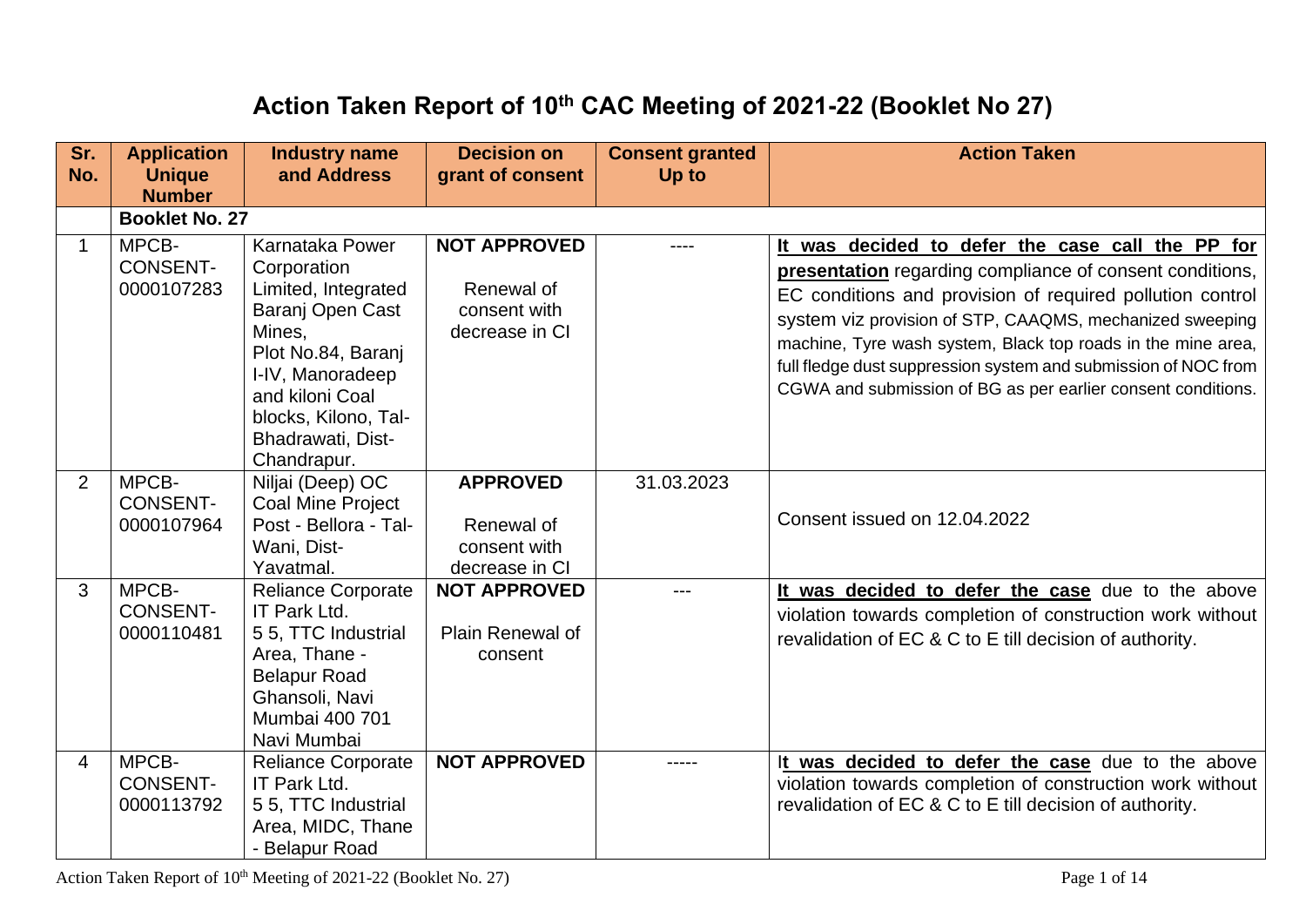# Action Taken Report of 10th CAC Meeting of 2021-22 (Booklet No 27)

| Sr. No. | Application Unique Number | Industry name and Address | Decision on grant of consent | Consent granted Up to | Action Taken |
|---|---|---|---|---|---|
| | **Booklet No. 27** | | | | |
| 1 | MPCB-CONSENT-0000107283 | Karnataka Power Corporation Limited, Integrated Baranj Open Cast Mines, Plot No.84, Baranj I-IV, Manoradeep and kiloni Coal blocks, Kilono, Tal-Bhadrawati, Dist-Chandrapur. | **NOT APPROVED** Renewal of consent with decrease in CI | ---- | **<u>It was decided to defer the case call the PP for presentation</u>** regarding compliance of consent conditions, EC conditions and provision of required pollution control system viz provision of STP, CAAQMS, mechanized sweeping machine, Tyre wash system, Black top roads in the mine area, full fledge dust suppression system and submission of NOC from CGWA and submission of BG as per earlier consent conditions. |
| 2 | MPCB-CONSENT-0000107964 | Niljai (Deep) OC Coal Mine Project Post - Bellora - Tal-Wani, Dist-Yavatmal. | **APPROVED** Renewal of consent with decrease in CI | 31.03.2023 | Consent issued on 12.04.2022 |
| 3 | MPCB-CONSENT-0000110481 | Reliance Corporate IT Park Ltd. 5 5, TTC Industrial Area, Thane - Belapur Road Ghansoli, Navi Mumbai 400 701 Navi Mumbai | **NOT APPROVED** Plain Renewal of consent | --- | **<u>It was decided to defer the case</u>** due to the above violation towards completion of construction work without revalidation of EC & C to E till decision of authority. |
| 4 | MPCB-CONSENT-0000113792 | Reliance Corporate IT Park Ltd. 5 5, TTC Industrial Area, MIDC, Thane - Belapur Road | **NOT APPROVED** | ----- | **<u>It was decided to defer the case</u>** due to the above violation towards completion of construction work without revalidation of EC & C to E till decision of authority. |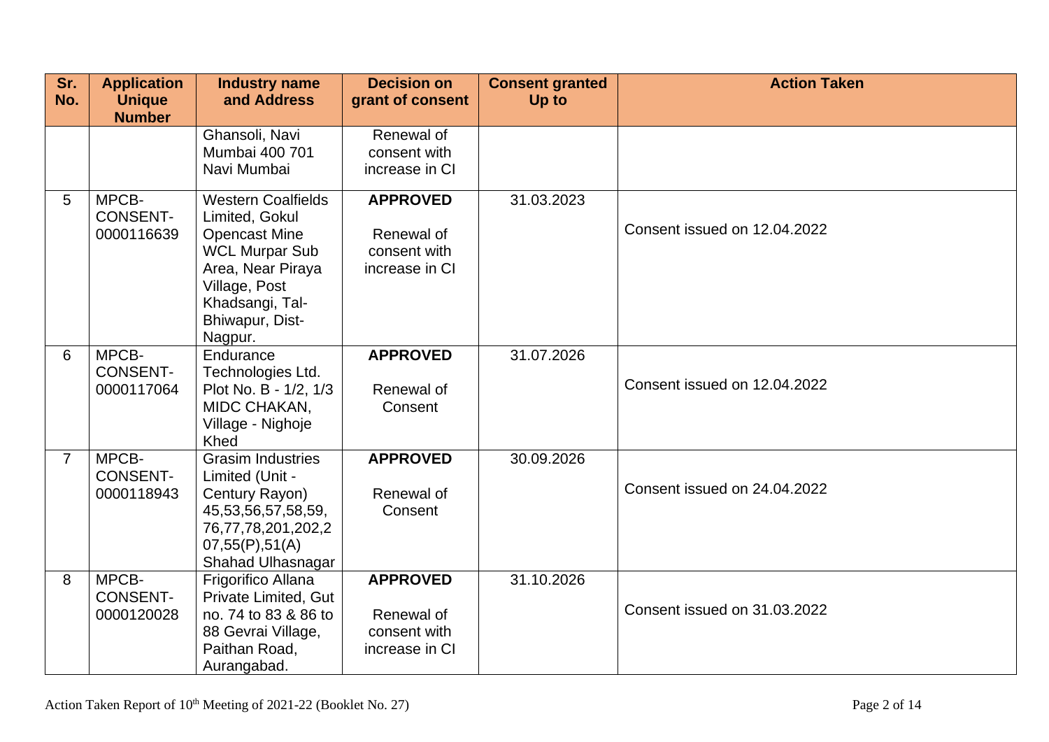| Sr. No. | Application Unique Number | Industry name and Address | Decision on grant of consent | Consent granted Up to | Action Taken |
|---|---|---|---|---|---|
| | | Ghansoli, Navi Mumbai 400 701 Navi Mumbai | Renewal of consent with increase in CI | | |
| 5 | MPCB-CONSENT-0000116639 | Western Coalfields Limited, Gokul Opencast Mine WCL Murpar Sub Area, Near Piraya Village, Post Khadsangi, Tal-Bhiwapur, Dist-Nagpur. | **APPROVED** Renewal of consent with increase in CI | 31.03.2023 | Consent issued on 12.04.2022 |
| 6 | MPCB-CONSENT-0000117064 | Endurance Technologies Ltd. Plot No. B - 1/2, 1/3 MIDC CHAKAN, Village - Nighoje Khed | **APPROVED** Renewal of Consent | 31.07.2026 | Consent issued on 12.04.2022 |
| 7 | MPCB-CONSENT-0000118943 | Grasim Industries Limited (Unit - Century Rayon) 45,53,56,57,58,59, 76,77,78,201,202,207,55(P),51(A) Shahad Ulhasnagar | **APPROVED** Renewal of Consent | 30.09.2026 | Consent issued on 24.04.2022 |
| 8 | MPCB-CONSENT-0000120028 | Frigorifico Allana Private Limited, Gut no. 74 to 83 & 86 to 88 Gevrai Village, Paithan Road, Aurangabad. | **APPROVED** Renewal of consent with increase in CI | 31.10.2026 | Consent issued on 31.03.2022 |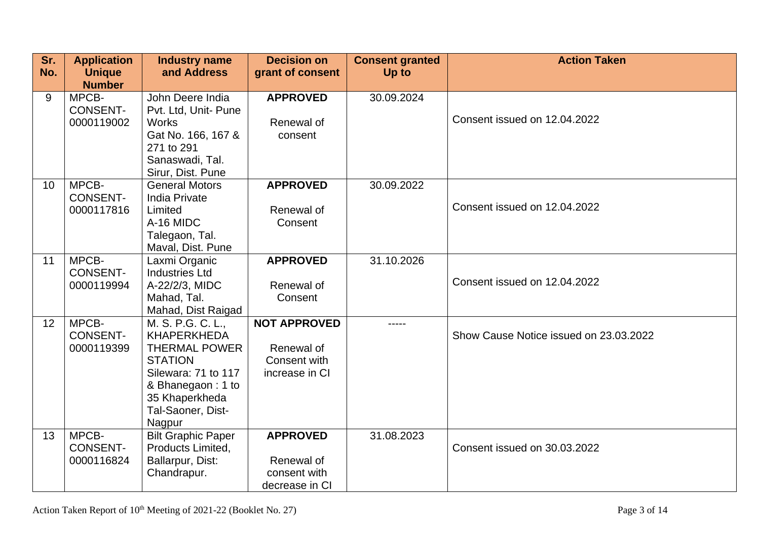| Sr. No. | Application Unique Number | Industry name and Address | Decision on grant of consent | Consent granted Up to | Action Taken |
|---|---|---|---|---|---|
| 9 | MPCB-CONSENT-0000119002 | John Deere India Pvt. Ltd, Unit- Pune Works Gat No. 166, 167 & 271 to 291 Sanaswadi, Tal. Sirur, Dist. Pune | **APPROVED** Renewal of consent | 30.09.2024 | Consent issued on 12.04.2022 |
| 10 | MPCB-CONSENT-0000117816 | General Motors India Private Limited A-16 MIDC Talegaon, Tal. Maval, Dist. Pune | **APPROVED** Renewal of Consent | 30.09.2022 | Consent issued on 12.04.2022 |
| 11 | MPCB-CONSENT-0000119994 | Laxmi Organic Industries Ltd A-22/2/3, MIDC Mahad, Tal. Mahad, Dist Raigad | **APPROVED** Renewal of Consent | 31.10.2026 | Consent issued on 12.04.2022 |
| 12 | MPCB-CONSENT-0000119399 | M. S. P.G. C. L., KHAPERKHEDA THERMAL POWER STATION Silewara: 71 to 117 & Bhanegaon : 1 to 35 Khaperkheda Tal-Saoner, Dist-Nagpur | **NOT APPROVED** Renewal of Consent with increase in CI | ----- | Show Cause Notice issued on 23.03.2022 |
| 13 | MPCB-CONSENT-0000116824 | Bilt Graphic Paper Products Limited, Ballarpur, Dist: Chandrapur. | **APPROVED** Renewal of consent with decrease in CI | 31.08.2023 | Consent issued on 30.03.2022 |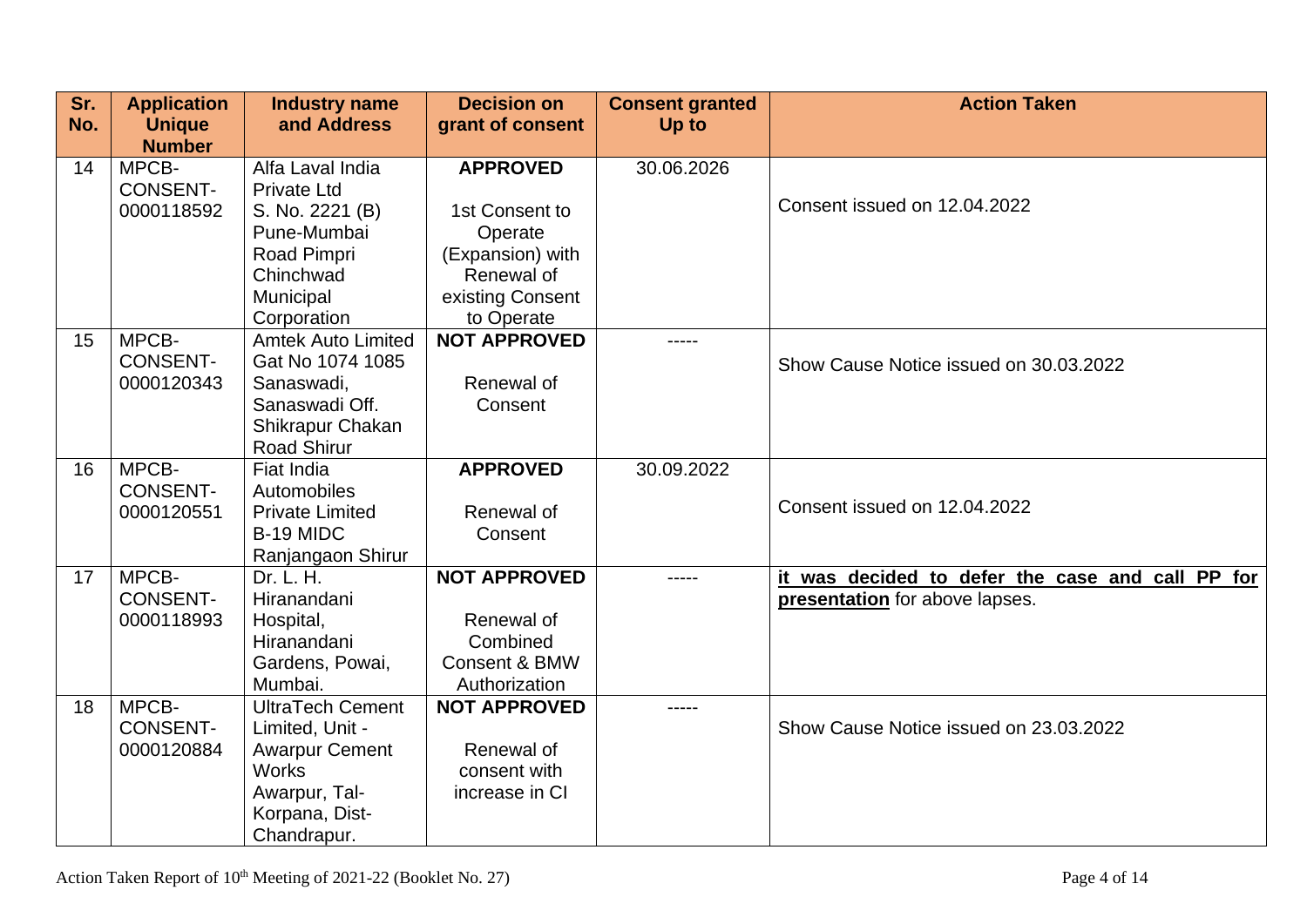| Sr. No. | Application Unique Number | Industry name and Address | Decision on grant of consent | Consent granted Up to | Action Taken |
|---|---|---|---|---|---|
| 14 | MPCB-CONSENT-0000118592 | Alfa Laval India Private Ltd S. No. 2221 (B) Pune-Mumbai Road Pimpri Chinchwad Municipal Corporation | **APPROVED** 1st Consent to Operate (Expansion) with Renewal of existing Consent to Operate | 30.06.2026 | Consent issued on 12.04.2022 |
| 15 | MPCB-CONSENT-0000120343 | Amtek Auto Limited Gat No 1074 1085 Sanaswadi, Sanaswadi Off. Shikrapur Chakan Road Shirur | **NOT APPROVED** Renewal of Consent | ----- | Show Cause Notice issued on 30.03.2022 |
| 16 | MPCB-CONSENT-0000120551 | Fiat India Automobiles Private Limited B-19 MIDC Ranjangaon Shirur | **APPROVED** Renewal of Consent | 30.09.2022 | Consent issued on 12.04.2022 |
| 17 | MPCB-CONSENT-0000118993 | Dr. L. H. Hiranandani Hospital, Hiranandani Gardens, Powai, Mumbai. | **NOT APPROVED** Renewal of Combined Consent & BMW Authorization | ----- | **it was decided to defer the case and call PP for presentation** for above lapses. |
| 18 | MPCB-CONSENT-0000120884 | UltraTech Cement Limited, Unit - Awarpur Cement Works Awarpur, Tal-Korpana, Dist-Chandrapur. | **NOT APPROVED** Renewal of consent with increase in CI | ----- | Show Cause Notice issued on 23.03.2022 |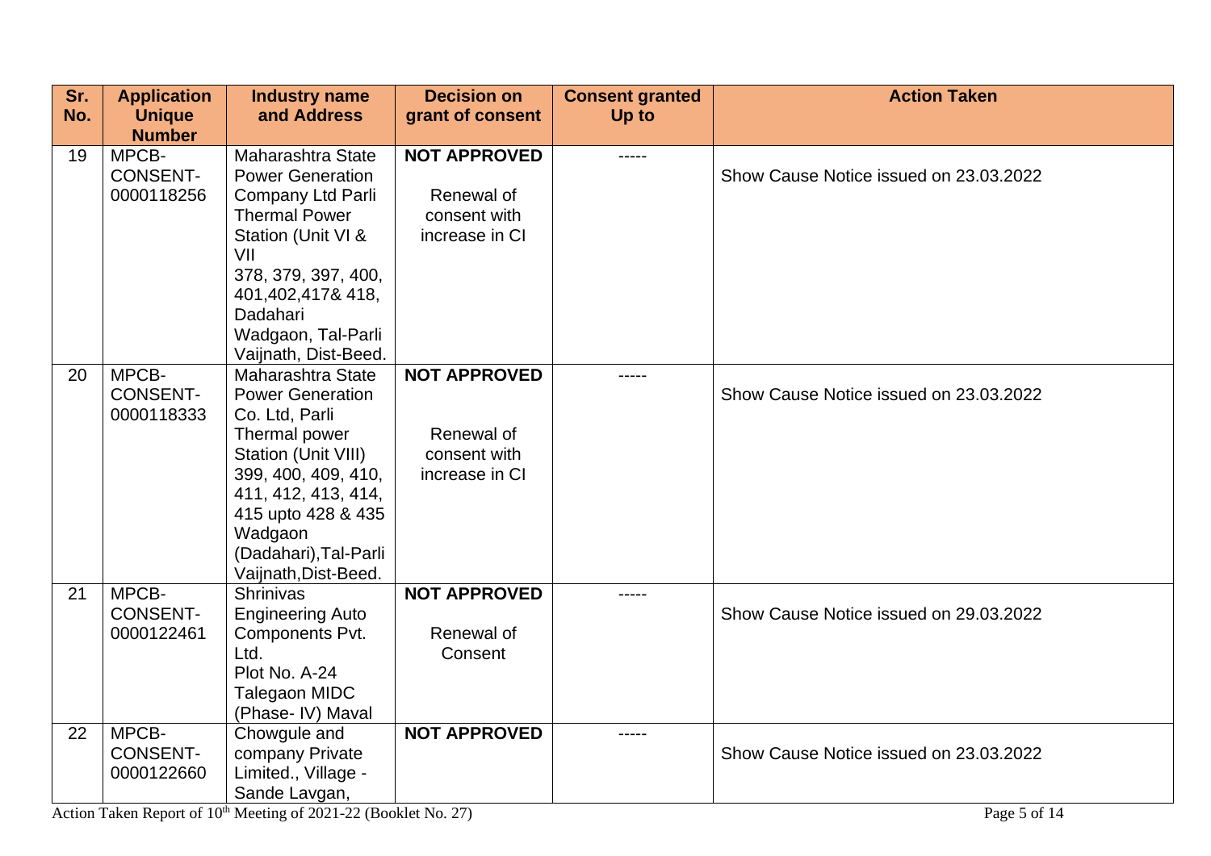| Sr. No. | Application Unique Number | Industry name and Address | Decision on grant of consent | Consent granted Up to | Action Taken |
|---|---|---|---|---|---|
| 19 | MPCB-CONSENT-0000118256 | Maharashtra State Power Generation Company Ltd Parli Thermal Power Station (Unit VI & VII 378, 379, 397, 400, 401,402,417& 418, Dadahari Wadgaon, Tal-Parli Vaijnath, Dist-Beed. | **NOT APPROVED** Renewal of consent with increase in CI | ----- | Show Cause Notice issued on 23.03.2022 |
| 20 | MPCB-CONSENT-0000118333 | Maharashtra State Power Generation Co. Ltd, Parli Thermal power Station (Unit VIII) 399, 400, 409, 410, 411, 412, 413, 414, 415 upto 428 & 435 Wadgaon (Dadahari),Tal-Parli Vaijnath,Dist-Beed. | **NOT APPROVED** Renewal of consent with increase in CI | ----- | Show Cause Notice issued on 23.03.2022 |
| 21 | MPCB-CONSENT-0000122461 | Shrinivas Engineering Auto Components Pvt. Ltd. Plot No. A-24 Talegaon MIDC (Phase- IV) Maval | **NOT APPROVED** Renewal of Consent | ----- | Show Cause Notice issued on 29.03.2022 |
| 22 | MPCB-CONSENT-0000122660 | Chowgule and company Private Limited., Village - Sande Lavgan, | **NOT APPROVED** | ----- | Show Cause Notice issued on 23.03.2022 |

Action Taken Report of 10th Meeting of 2021-22 (Booklet No. 27)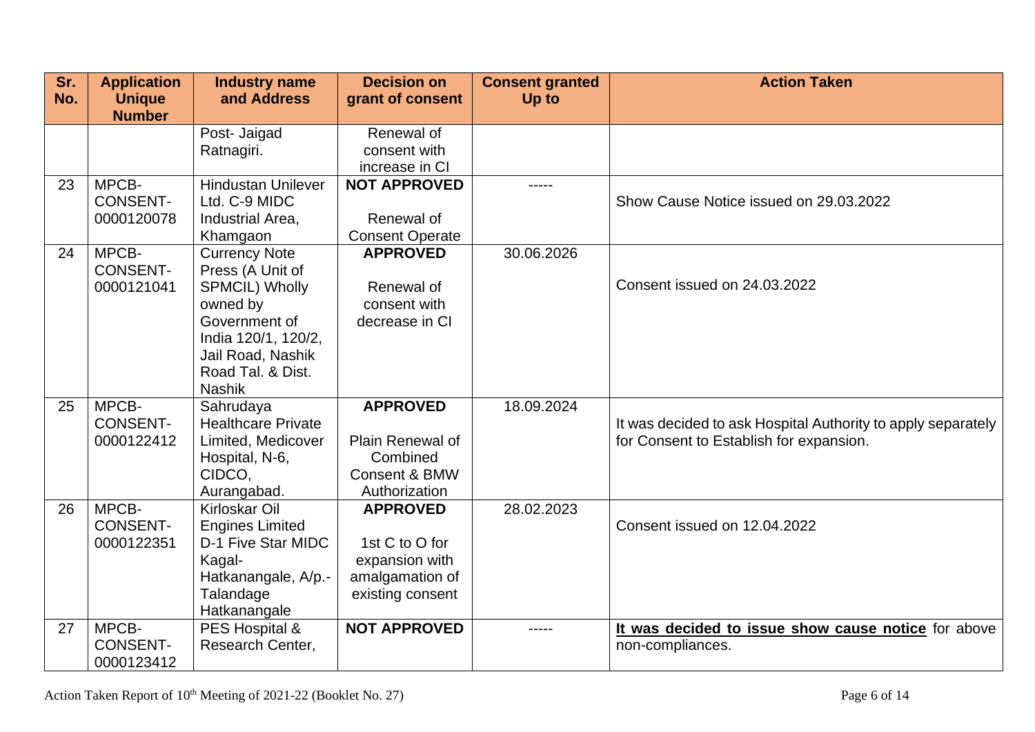| Sr. No. | Application Unique Number | Industry name and Address | Decision on grant of consent | Consent granted Up to | Action Taken |
|---|---|---|---|---|---|
| | | Post- Jaigad Ratnagiri. | Renewal of consent with increase in CI | | |
| 23 | MPCB-CONSENT-0000120078 | Hindustan Unilever Ltd. C-9 MIDC Industrial Area, Khamgaon | **NOT APPROVED** Renewal of Consent Operate | ----- | Show Cause Notice issued on 29.03.2022 |
| 24 | MPCB-CONSENT-0000121041 | Currency Note Press (A Unit of SPMCIL) Wholly owned by Government of India 120/1, 120/2, Jail Road, Nashik Road Tal. & Dist. Nashik | **APPROVED** Renewal of consent with decrease in CI | 30.06.2026 | Consent issued on 24.03.2022 |
| 25 | MPCB-CONSENT-0000122412 | Sahrudaya Healthcare Private Limited, Medicover Hospital, N-6, CIDCO, Aurangabad. | **APPROVED** Plain Renewal of Combined Consent & BMW Authorization | 18.09.2024 | It was decided to ask Hospital Authority to apply separately for Consent to Establish for expansion. |
| 26 | MPCB-CONSENT-0000122351 | Kirloskar Oil Engines Limited D-1 Five Star MIDC Kagal-Hatkanangale, A/p.-Talandage Hatkanangale | **APPROVED** 1st C to O for expansion with amalgamation of existing consent | 28.02.2023 | Consent issued on 12.04.2022 |
| 27 | MPCB-CONSENT-0000123412 | PES Hospital & Research Center, | **NOT APPROVED** | ----- | **It was decided to issue show cause notice** for above non-compliances. |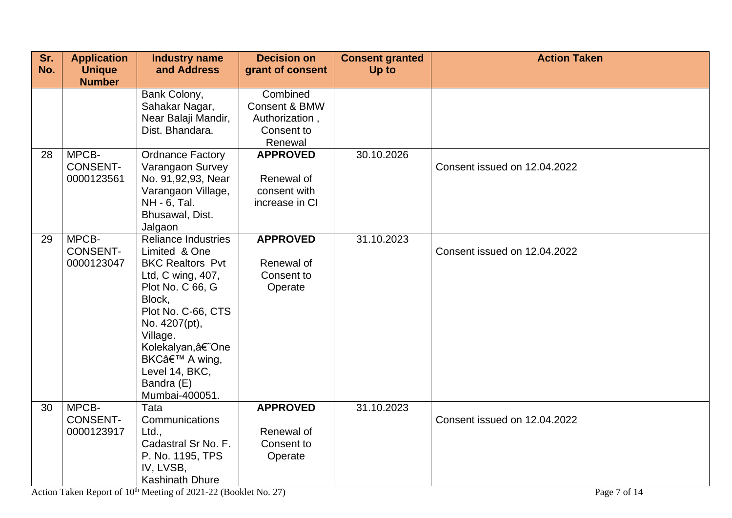| Sr. No. | Application Unique Number | Industry name and Address | Decision on grant of consent | Consent granted Up to | Action Taken |
|---|---|---|---|---|---|
| | | Bank Colony, Sahakar Nagar, Near Balaji Mandir, Dist. Bhandara. | Combined Consent & BMW Authorization , Consent to Renewal | | |
| 28 | MPCB-CONSENT-0000123561 | Ordnance Factory Varangaon Survey No. 91,92,93, Near Varangaon Village, NH - 6, Tal. Bhusawal, Dist. Jalgaon | **APPROVED** Renewal of consent with increase in CI | 30.10.2026 | Consent issued on 12.04.2022 |
| 29 | MPCB-CONSENT-0000123047 | Reliance Industries Limited & One BKC Realtors Pvt Ltd, C wing, 407, Plot No. C 66, G Block, Plot No. C-66, CTS No. 4207(pt), Village. Kolekalyan,â€˜One BKCâ€™ A wing, Level 14, BKC, Bandra (E) Mumbai-400051. | **APPROVED** Renewal of Consent to Operate | 31.10.2023 | Consent issued on 12.04.2022 |
| 30 | MPCB-CONSENT-0000123917 | Tata Communications Ltd., Cadastral Sr No. F. P. No. 1195, TPS IV, LVSB, Kashinath Dhure | **APPROVED** Renewal of Consent to Operate | 31.10.2023 | Consent issued on 12.04.2022 |

Action Taken Report of 10th Meeting of 2021-22 (Booklet No. 27)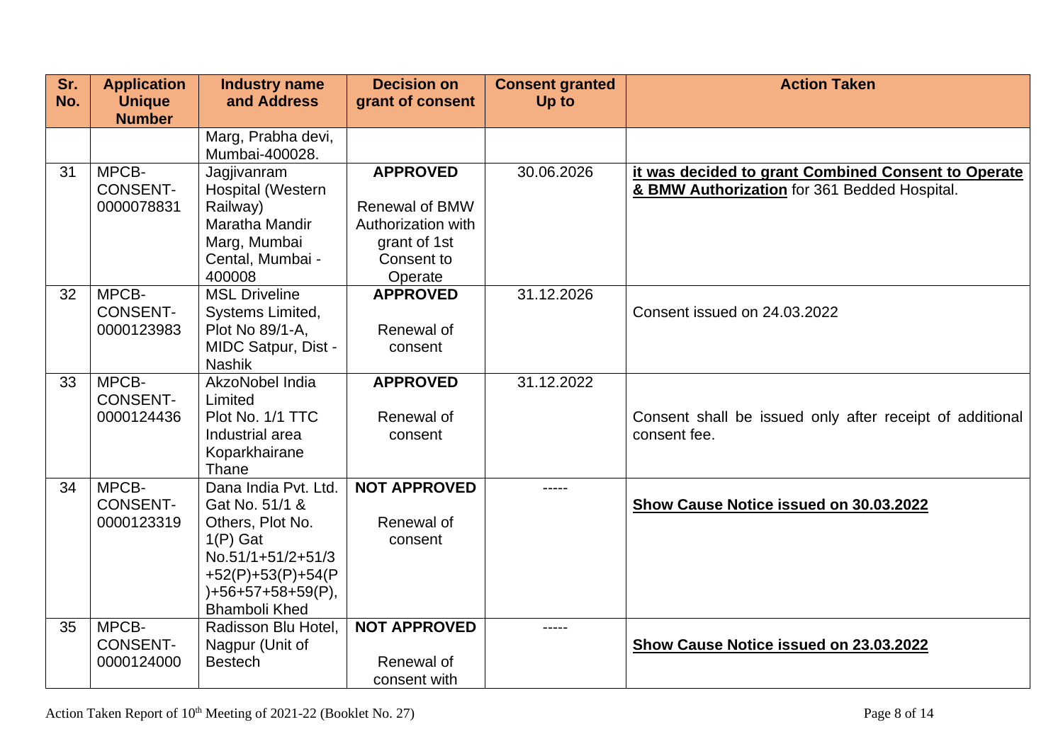| Sr. No. | Application Unique Number | Industry name and Address | Decision on grant of consent | Consent granted Up to | Action Taken |
|---|---|---|---|---|---|
| | | Marg, Prabha devi, Mumbai-400028. | | | |
| 31 | MPCB-CONSENT-0000078831 | Jagjivanram Hospital (Western Railway) Maratha Mandir Marg, Mumbai Cental, Mumbai - 400008 | **APPROVED** Renewal of BMW Authorization with grant of 1st Consent to Operate | 30.06.2026 | **it was decided to grant Combined Consent to Operate & BMW Authorization** for 361 Bedded Hospital. |
| 32 | MPCB-CONSENT-0000123983 | MSL Driveline Systems Limited, Plot No 89/1-A, MIDC Satpur, Dist - Nashik | **APPROVED** Renewal of consent | 31.12.2026 | Consent issued on 24.03.2022 |
| 33 | MPCB-CONSENT-0000124436 | AkzoNobel India Limited Plot No. 1/1 TTC Industrial area Koparkhairane Thane | **APPROVED** Renewal of consent | 31.12.2022 | Consent shall be issued only after receipt of additional consent fee. |
| 34 | MPCB-CONSENT-0000123319 | Dana India Pvt. Ltd. Gat No. 51/1 & Others, Plot No. 1(P) Gat No.51/1+51/2+51/3 +52(P)+53(P)+54(P )+56+57+58+59(P), Bhamboli Khed | **NOT APPROVED** Renewal of consent | ----- | **Show Cause Notice issued on 30.03.2022** |
| 35 | MPCB-CONSENT-0000124000 | Radisson Blu Hotel, Nagpur (Unit of Bestech | **NOT APPROVED** Renewal of consent with | ----- | **Show Cause Notice issued on 23.03.2022** |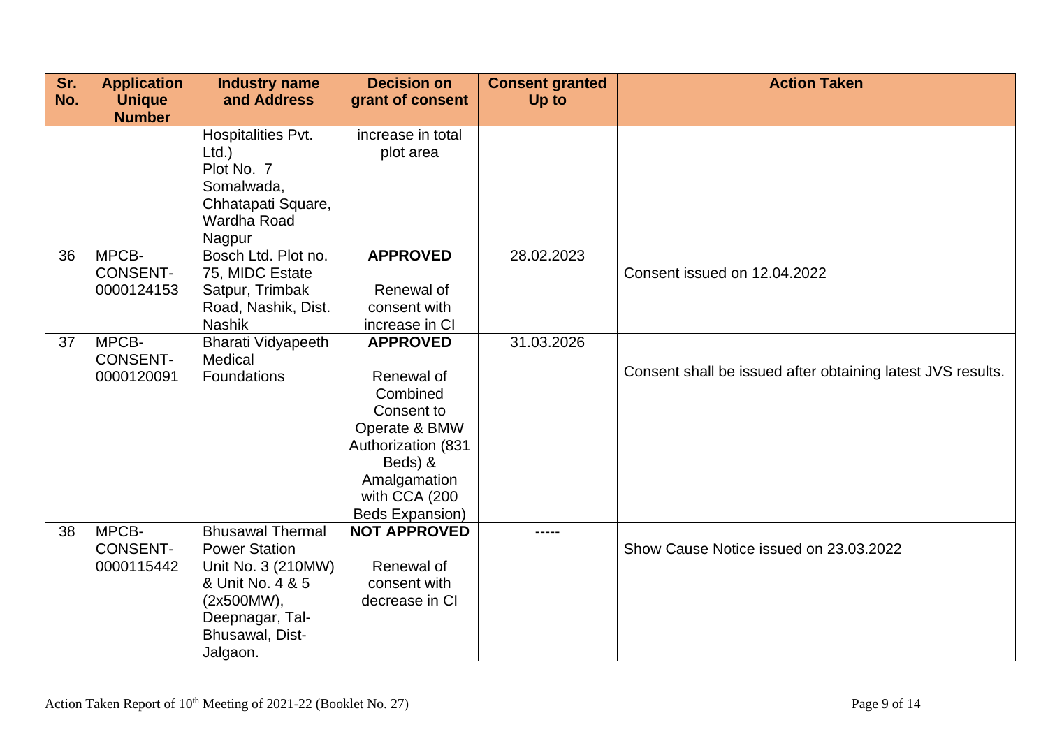| Sr. No. | Application Unique Number | Industry name and Address | Decision on grant of consent | Consent granted Up to | Action Taken |
|---|---|---|---|---|---|
| | | Hospitalities Pvt. Ltd.) Plot No. 7 Somalwada, Chhatapati Square, Wardha Road Nagpur | increase in total plot area | | |
| 36 | MPCB-CONSENT-0000124153 | Bosch Ltd. Plot no. 75, MIDC Estate Satpur, Trimbak Road, Nashik, Dist. Nashik | **APPROVED** Renewal of consent with increase in CI | 28.02.2023 | Consent issued on 12.04.2022 |
| 37 | MPCB-CONSENT-0000120091 | Bharati Vidyapeeth Medical Foundations | **APPROVED** Renewal of Combined Consent to Operate & BMW Authorization (831 Beds) & Amalgamation with CCA (200 Beds Expansion) | 31.03.2026 | Consent shall be issued after obtaining latest JVS results. |
| 38 | MPCB-CONSENT-0000115442 | Bhusawal Thermal Power Station Unit No. 3 (210MW) & Unit No. 4 & 5 (2x500MW), Deepnagar, Tal-Bhusawal, Dist-Jalgaon. | **NOT APPROVED** Renewal of consent with decrease in CI | ----- | Show Cause Notice issued on 23.03.2022 |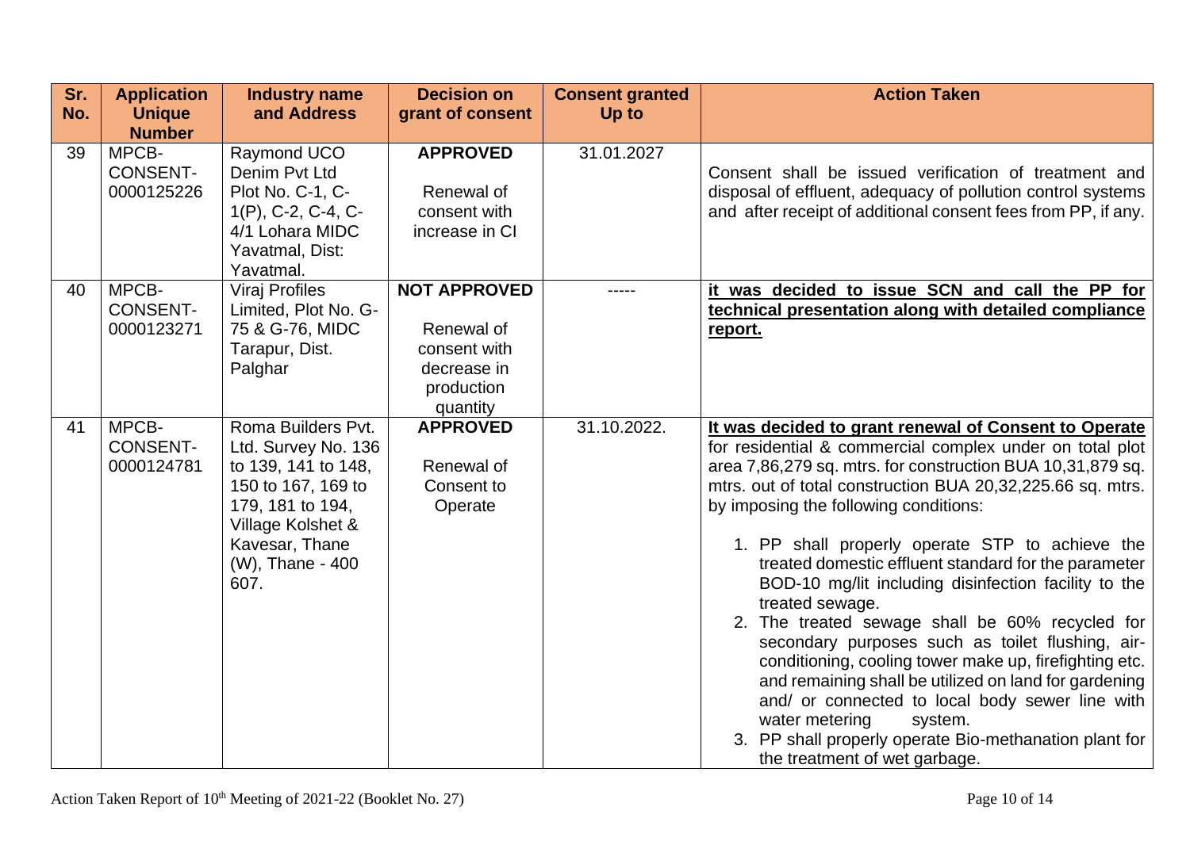| Sr. No. | Application Unique Number | Industry name and Address | Decision on grant of consent | Consent granted Up to | Action Taken |
|---|---|---|---|---|---|
| 39 | MPCB-CONSENT-0000125226 | Raymond UCO Denim Pvt Ltd Plot No. C-1, C-1(P), C-2, C-4, C-4/1 Lohara MIDC Yavatmal, Dist: Yavatmal. | **APPROVED**<br><br>Renewal of consent with increase in CI | 31.01.2027 | Consent shall be issued verification of treatment and disposal of effluent, adequacy of pollution control systems and after receipt of additional consent fees from PP, if any. |
| 40 | MPCB-CONSENT-0000123271 | Viraj Profiles Limited, Plot No. G-75 & G-76, MIDC Tarapur, Dist. Palghar | **NOT APPROVED**<br><br>Renewal of consent with decrease in production quantity | ----- | **it was decided to issue SCN and call the PP for technical presentation along with detailed compliance report.** |
| 41 | MPCB-CONSENT-0000124781 | Roma Builders Pvt. Ltd. Survey No. 136 to 139, 141 to 148, 150 to 167, 169 to 179, 181 to 194, Village Kolshet & Kavesar, Thane (W), Thane - 400 607. | **APPROVED**<br><br>Renewal of Consent to Operate | 31.10.2022. | **It was decided to grant renewal of Consent to Operate** for residential & commercial complex under on total plot area 7,86,279 sq. mtrs. for construction BUA 10,31,879 sq. mtrs. out of total construction BUA 20,32,225.66 sq. mtrs. by imposing the following conditions:<br><br>1. PP shall properly operate STP to achieve the treated domestic effluent standard for the parameter BOD-10 mg/lit including disinfection facility to the treated sewage.<br>2. The treated sewage shall be 60% recycled for secondary purposes such as toilet flushing, air-conditioning, cooling tower make up, firefighting etc. and remaining shall be utilized on land for gardening and/ or connected to local body sewer line with water metering system.<br>3. PP shall properly operate Bio-methanation plant for the treatment of wet garbage. |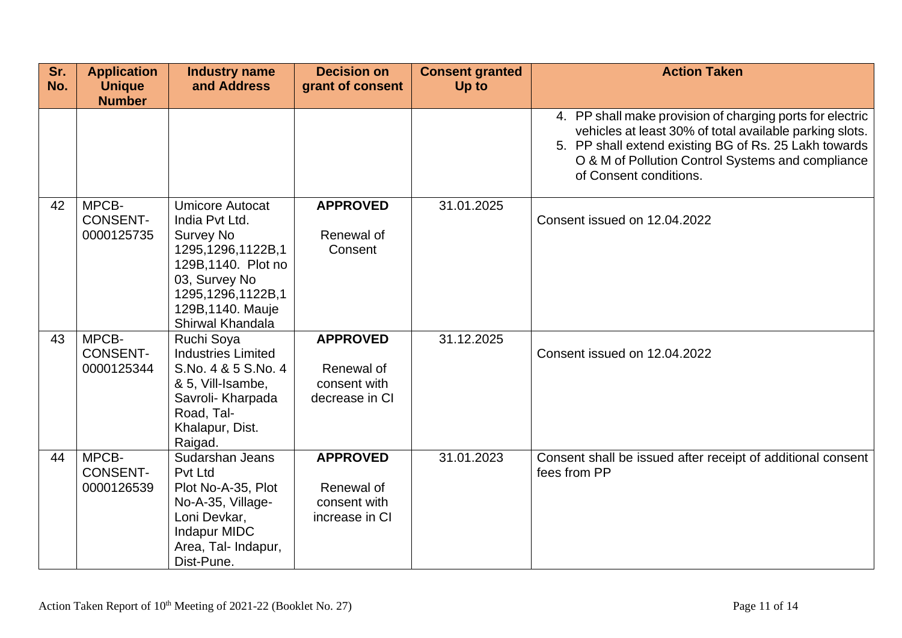| Sr. No. | Application Unique Number | Industry name and Address | Decision on grant of consent | Consent granted Up to | Action Taken |
|---|---|---|---|---|---|
| | | | | | 4. PP shall make provision of charging ports for electric vehicles at least 30% of total available parking slots.<br>5. PP shall extend existing BG of Rs. 25 Lakh towards O & M of Pollution Control Systems and compliance of Consent conditions. |
| 42 | MPCB-CONSENT-0000125735 | Umicore Autocat India Pvt Ltd. Survey No 1295,1296,1122B,1129B,1140. Plot no 03, Survey No 1295,1296,1122B,1129B,1140. Mauje Shirwal Khandala | **APPROVED**<br><br>Renewal of Consent | 31.01.2025 | Consent issued on 12.04.2022 |
| 43 | MPCB-CONSENT-0000125344 | Ruchi Soya Industries Limited S.No. 4 & 5 S.No. 4 & 5, Vill-Isambe, Savroli- Kharpada Road, Tal-Khalapur, Dist. Raigad. | **APPROVED**<br><br>Renewal of consent with decrease in CI | 31.12.2025 | Consent issued on 12.04.2022 |
| 44 | MPCB-CONSENT-0000126539 | Sudarshan Jeans Pvt Ltd Plot No-A-35, Plot No-A-35, Village-Loni Devkar, Indapur MIDC Area, Tal- Indapur, Dist-Pune. | **APPROVED**<br><br>Renewal of consent with increase in CI | 31.01.2023 | Consent shall be issued after receipt of additional consent fees from PP |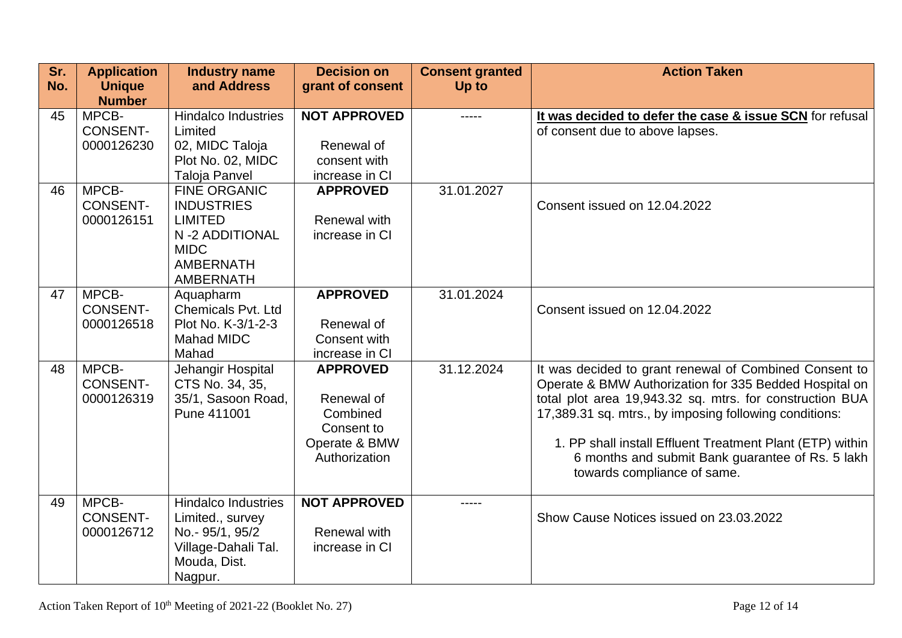| Sr. No. | Application Unique Number | Industry name and Address | Decision on grant of consent | Consent granted Up to | Action Taken |
|---|---|---|---|---|---|
| 45 | MPCB-CONSENT-0000126230 | Hindalco Industries Limited 02, MIDC Taloja Plot No. 02, MIDC Taloja Panvel | **NOT APPROVED** Renewal of consent with increase in CI | ----- | **<u>It was decided to defer the case & issue SCN</u>** for refusal of consent due to above lapses. |
| 46 | MPCB-CONSENT-0000126151 | FINE ORGANIC INDUSTRIES LIMITED N -2 ADDITIONAL MIDC AMBERNATH AMBERNATH | **APPROVED** Renewal with increase in CI | 31.01.2027 | Consent issued on 12.04.2022 |
| 47 | MPCB-CONSENT-0000126518 | Aquapharm Chemicals Pvt. Ltd Plot No. K-3/1-2-3 Mahad MIDC Mahad | **APPROVED** Renewal of Consent with increase in CI | 31.01.2024 | Consent issued on 12.04.2022 |
| 48 | MPCB-CONSENT-0000126319 | Jehangir Hospital CTS No. 34, 35, 35/1, Sasoon Road, Pune 411001 | **APPROVED** Renewal of Combined Consent to Operate & BMW Authorization | 31.12.2024 | It was decided to grant renewal of Combined Consent to Operate & BMW Authorization for 335 Bedded Hospital on total plot area 19,943.32 sq. mtrs. for construction BUA 17,389.31 sq. mtrs., by imposing following conditions: 1. PP shall install Effluent Treatment Plant (ETP) within 6 months and submit Bank guarantee of Rs. 5 lakh towards compliance of same. |
| 49 | MPCB-CONSENT-0000126712 | Hindalco Industries Limited., survey No.- 95/1, 95/2 Village-Dahali Tal. Mouda, Dist. Nagpur. | **NOT APPROVED** Renewal with increase in CI | ----- | Show Cause Notices issued on 23.03.2022 |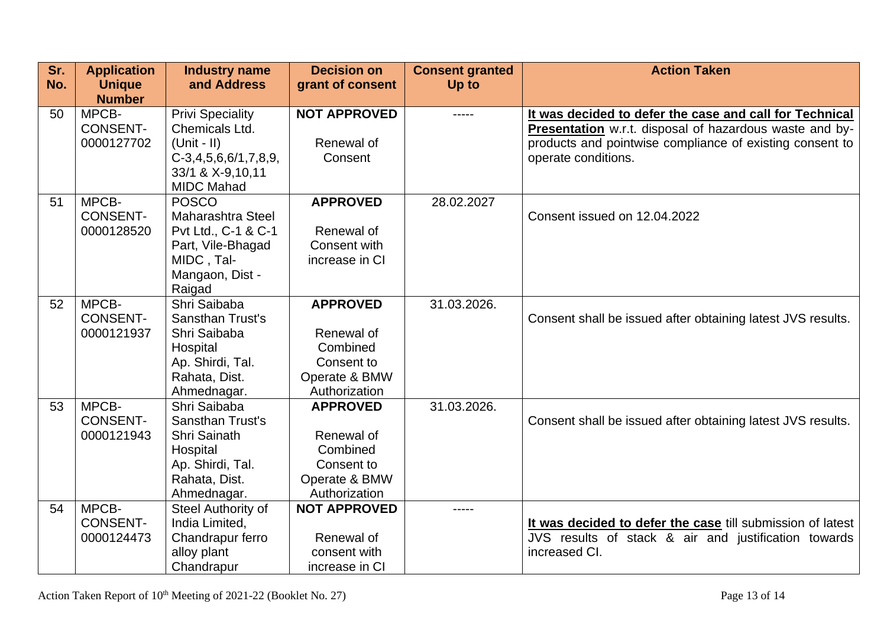| Sr. No. | Application Unique Number | Industry name and Address | Decision on grant of consent | Consent granted Up to | Action Taken |
|---|---|---|---|---|---|
| 50 | MPCB-CONSENT-0000127702 | Privi Speciality Chemicals Ltd. (Unit - II) C-3,4,5,6,6/1,7,8,9, 33/1 & X-9,10,11 MIDC Mahad | **NOT APPROVED** Renewal of Consent | ----- | **It was decided to defer the case and call for Technical Presentation** w.r.t. disposal of hazardous waste and by-products and pointwise compliance of existing consent to operate conditions. |
| 51 | MPCB-CONSENT-0000128520 | POSCO Maharashtra Steel Pvt Ltd., C-1 & C-1 Part, Vile-Bhagad MIDC , Tal-Mangaon, Dist - Raigad | **APPROVED** Renewal of Consent with increase in CI | 28.02.2027 | Consent issued on 12.04.2022 |
| 52 | MPCB-CONSENT-0000121937 | Shri Saibaba Sansthan Trust's Shri Saibaba Hospital Ap. Shirdi, Tal. Rahata, Dist. Ahmednagar. | **APPROVED** Renewal of Combined Consent to Operate & BMW Authorization | 31.03.2026. | Consent shall be issued after obtaining latest JVS results. |
| 53 | MPCB-CONSENT-0000121943 | Shri Saibaba Sansthan Trust's Shri Sainath Hospital Ap. Shirdi, Tal. Rahata, Dist. Ahmednagar. | **APPROVED** Renewal of Combined Consent to Operate & BMW Authorization | 31.03.2026. | Consent shall be issued after obtaining latest JVS results. |
| 54 | MPCB-CONSENT-0000124473 | Steel Authority of India Limited, Chandrapur ferro alloy plant Chandrapur | **NOT APPROVED** Renewal of consent with increase in CI | ----- | **It was decided to defer the case** till submission of latest JVS results of stack & air and justification towards increased CI. |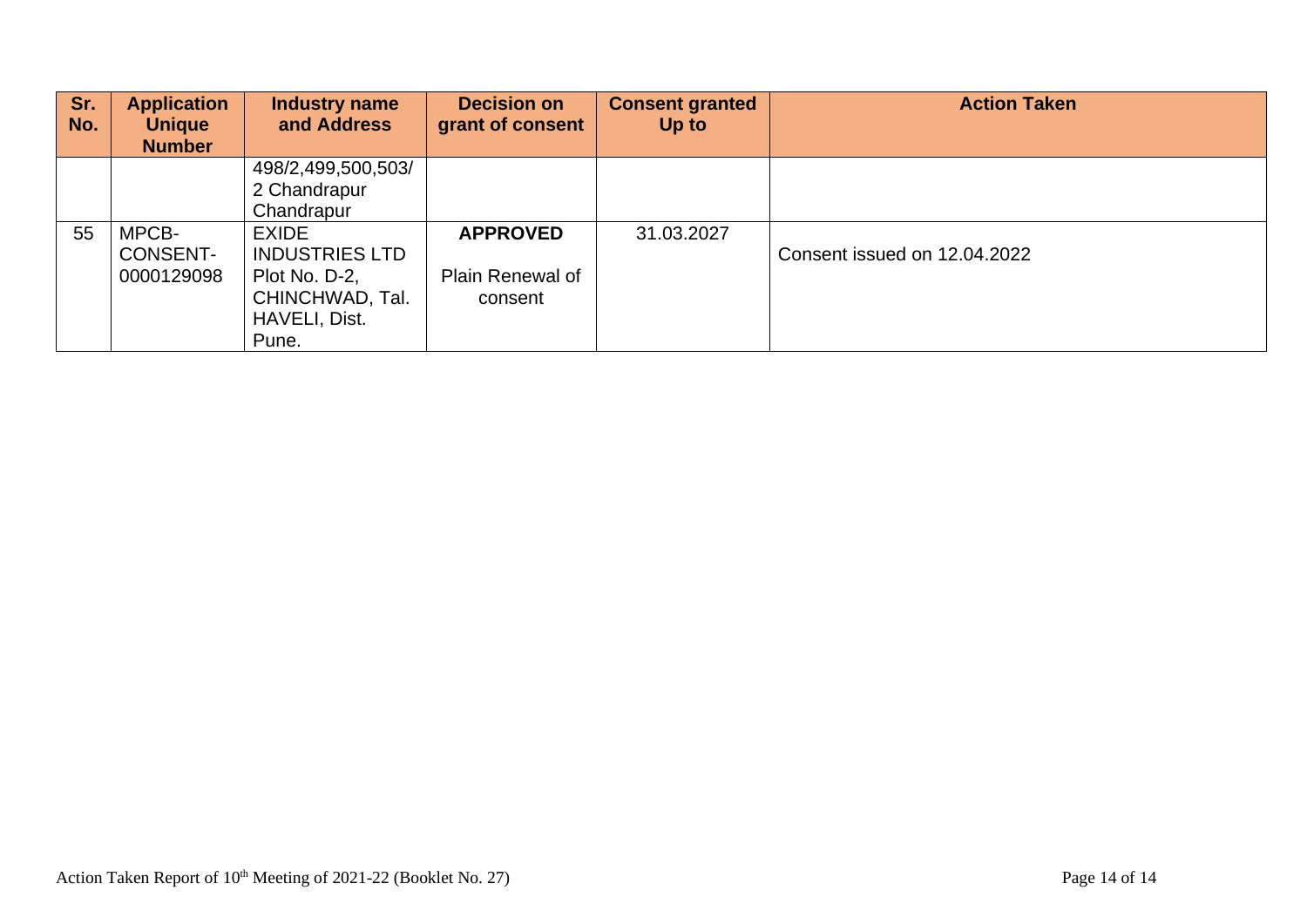| Sr. No. | Application Unique Number | Industry name and Address | Decision on grant of consent | Consent granted Up to | Action Taken |
|---|---|---|---|---|---|
| | | 498/2,499,500,503/ 2 Chandrapur Chandrapur | | | |
| 55 | MPCB-CONSENT-0000129098 | EXIDE INDUSTRIES LTD Plot No. D-2, CHINCHWAD, Tal. HAVELI, Dist. Pune. | **APPROVED** Plain Renewal of consent | 31.03.2027 | Consent issued on 12.04.2022 |